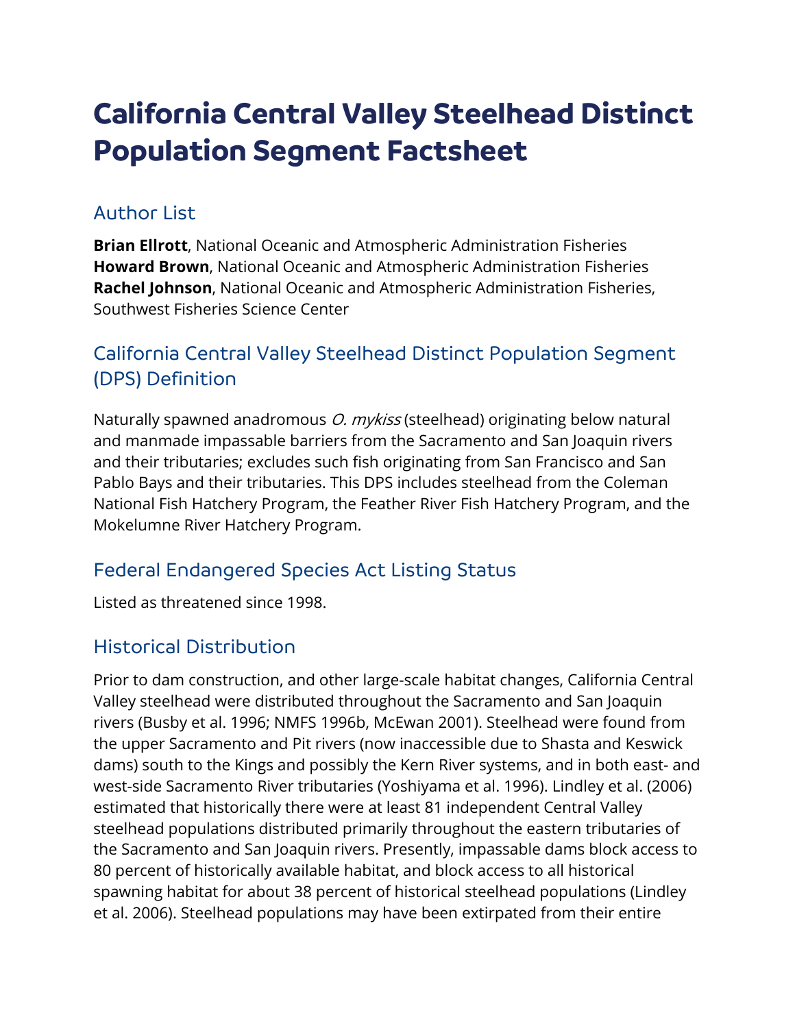# California Central Valley Steelhead Distinct Population Segment Factsheet

## Author List

**Brian Ellrott**, National Oceanic and Atmospheric Administration Fisheries
**Howard Brown**, National Oceanic and Atmospheric Administration Fisheries
**Rachel Johnson**, National Oceanic and Atmospheric Administration Fisheries, Southwest Fisheries Science Center

## California Central Valley Steelhead Distinct Population Segment (DPS) Definition

Naturally spawned anadromous *O. mykiss* (steelhead) originating below natural and manmade impassable barriers from the Sacramento and San Joaquin rivers and their tributaries; excludes such fish originating from San Francisco and San Pablo Bays and their tributaries. This DPS includes steelhead from the Coleman National Fish Hatchery Program, the Feather River Fish Hatchery Program, and the Mokelumne River Hatchery Program.

## Federal Endangered Species Act Listing Status

Listed as threatened since 1998.

## Historical Distribution

Prior to dam construction, and other large-scale habitat changes, California Central Valley steelhead were distributed throughout the Sacramento and San Joaquin rivers (Busby et al. 1996; NMFS 1996b, McEwan 2001). Steelhead were found from the upper Sacramento and Pit rivers (now inaccessible due to Shasta and Keswick dams) south to the Kings and possibly the Kern River systems, and in both east- and west-side Sacramento River tributaries (Yoshiyama et al. 1996). Lindley et al. (2006) estimated that historically there were at least 81 independent Central Valley steelhead populations distributed primarily throughout the eastern tributaries of the Sacramento and San Joaquin rivers. Presently, impassable dams block access to 80 percent of historically available habitat, and block access to all historical spawning habitat for about 38 percent of historical steelhead populations (Lindley et al. 2006). Steelhead populations may have been extirpated from their entire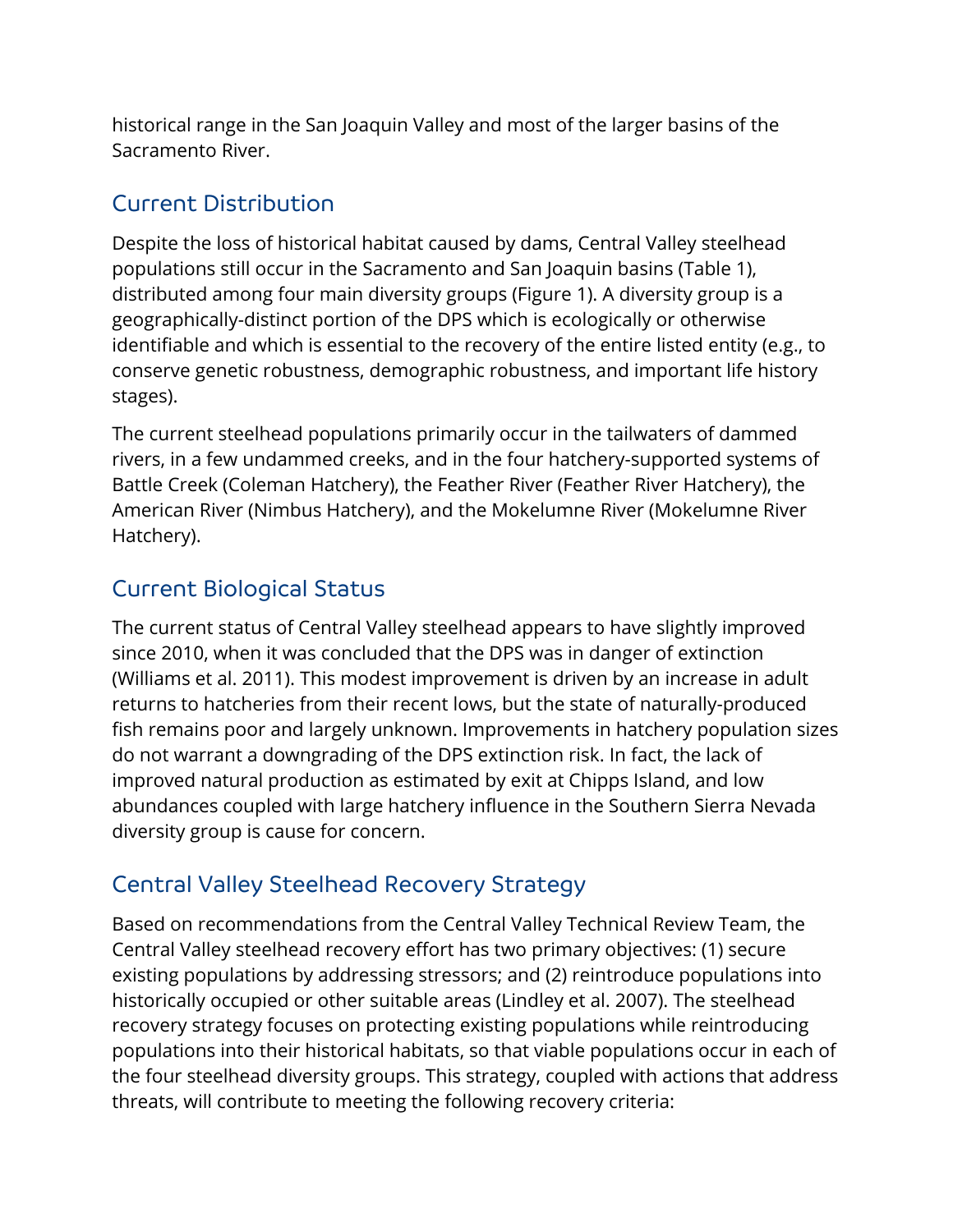historical range in the San Joaquin Valley and most of the larger basins of the Sacramento River.

## Current Distribution

Despite the loss of historical habitat caused by dams, Central Valley steelhead populations still occur in the Sacramento and San Joaquin basins (Table 1), distributed among four main diversity groups (Figure 1). A diversity group is a geographically-distinct portion of the DPS which is ecologically or otherwise identifiable and which is essential to the recovery of the entire listed entity (e.g., to conserve genetic robustness, demographic robustness, and important life history stages).

The current steelhead populations primarily occur in the tailwaters of dammed rivers, in a few undammed creeks, and in the four hatchery-supported systems of Battle Creek (Coleman Hatchery), the Feather River (Feather River Hatchery), the American River (Nimbus Hatchery), and the Mokelumne River (Mokelumne River Hatchery).

## Current Biological Status

The current status of Central Valley steelhead appears to have slightly improved since 2010, when it was concluded that the DPS was in danger of extinction (Williams et al. 2011). This modest improvement is driven by an increase in adult returns to hatcheries from their recent lows, but the state of naturally-produced fish remains poor and largely unknown. Improvements in hatchery population sizes do not warrant a downgrading of the DPS extinction risk. In fact, the lack of improved natural production as estimated by exit at Chipps Island, and low abundances coupled with large hatchery influence in the Southern Sierra Nevada diversity group is cause for concern.

## Central Valley Steelhead Recovery Strategy

Based on recommendations from the Central Valley Technical Review Team, the Central Valley steelhead recovery effort has two primary objectives: (1) secure existing populations by addressing stressors; and (2) reintroduce populations into historically occupied or other suitable areas (Lindley et al. 2007). The steelhead recovery strategy focuses on protecting existing populations while reintroducing populations into their historical habitats, so that viable populations occur in each of the four steelhead diversity groups. This strategy, coupled with actions that address threats, will contribute to meeting the following recovery criteria: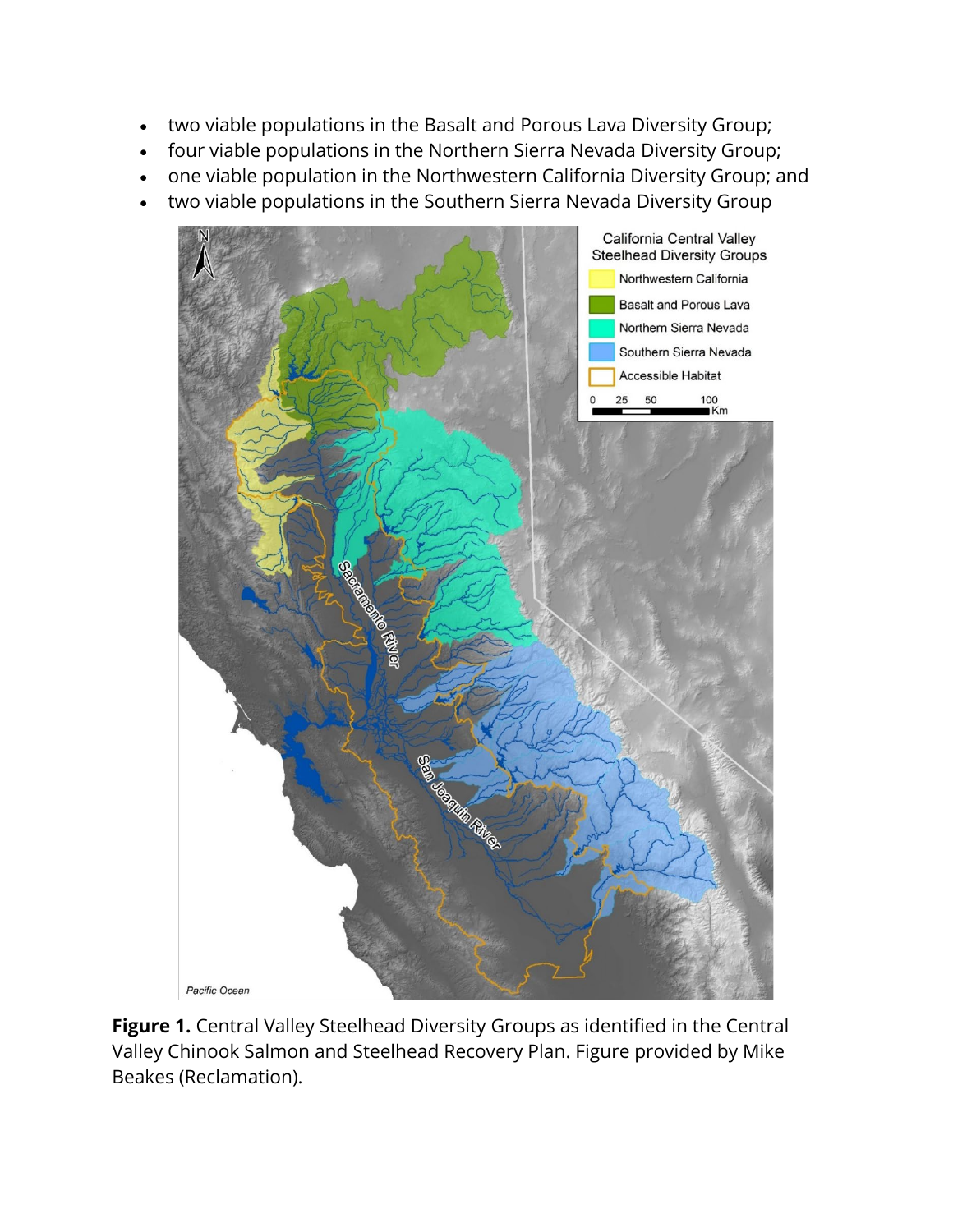- two viable populations in the Basalt and Porous Lava Diversity Group;
- four viable populations in the Northern Sierra Nevada Diversity Group;
- one viable population in the Northwestern California Diversity Group; and
- two viable populations in the Southern Sierra Nevada Diversity Group

**Figure 1.** Central Valley Steelhead Diversity Groups as identified in the Central Valley Chinook Salmon and Steelhead Recovery Plan. Figure provided by Mike Beakes (Reclamation).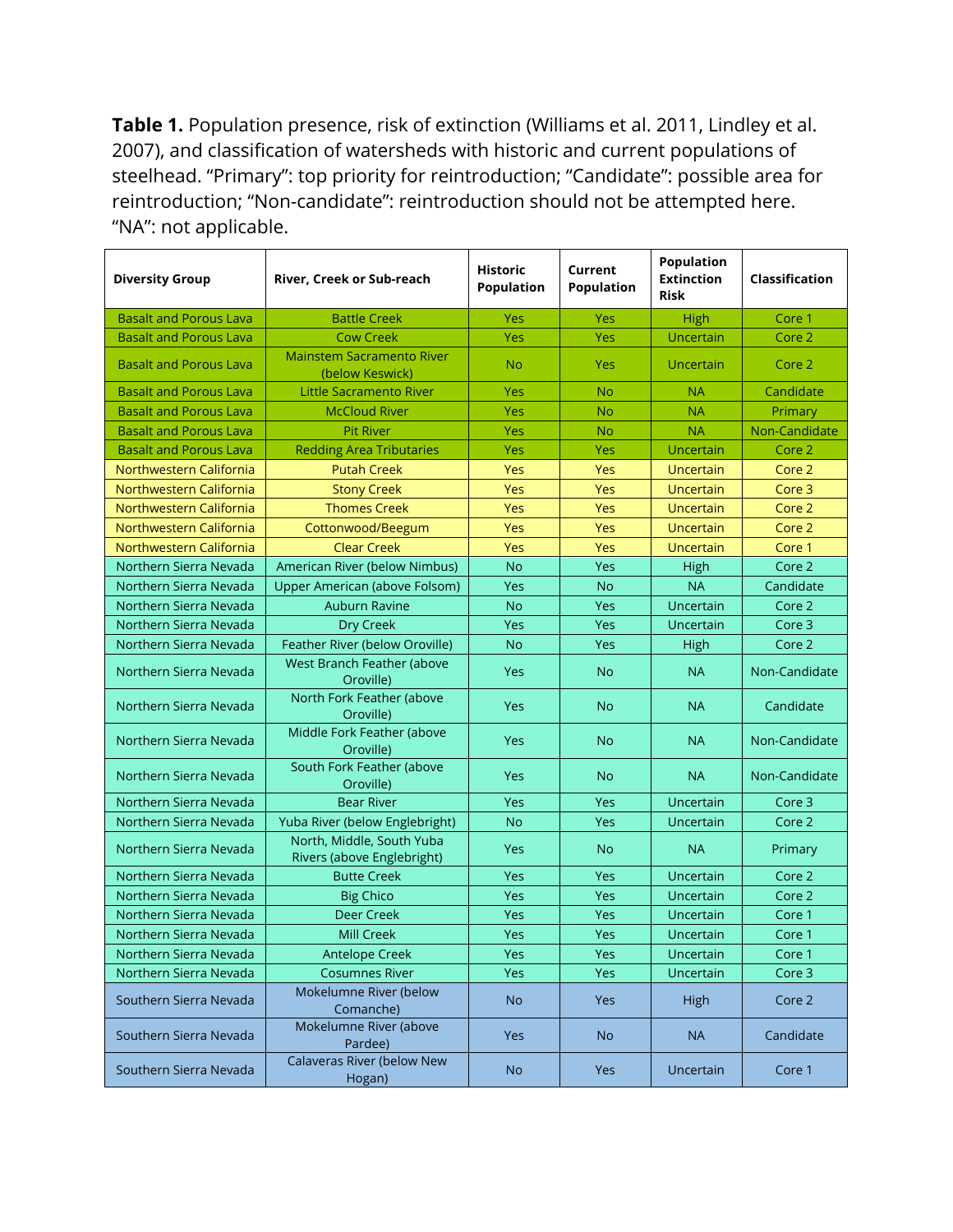**Table 1.** Population presence, risk of extinction (Williams et al. 2011, Lindley et al. 2007), and classification of watersheds with historic and current populations of steelhead. "Primary": top priority for reintroduction; "Candidate": possible area for reintroduction; "Non-candidate": reintroduction should not be attempted here. "NA": not applicable.

| Diversity Group | River, Creek or Sub-reach | Historic Population | Current Population | Population Extinction Risk | Classification |
|---|---|---|---|---|---|
| Basalt and Porous Lava | Battle Creek | Yes | Yes | High | Core 1 |
| Basalt and Porous Lava | Cow Creek | Yes | Yes | Uncertain | Core 2 |
| Basalt and Porous Lava | Mainstem Sacramento River (below Keswick) | No | Yes | Uncertain | Core 2 |
| Basalt and Porous Lava | Little Sacramento River | Yes | No | NA | Candidate |
| Basalt and Porous Lava | McCloud River | Yes | No | NA | Primary |
| Basalt and Porous Lava | Pit River | Yes | No | NA | Non-Candidate |
| Basalt and Porous Lava | Redding Area Tributaries | Yes | Yes | Uncertain | Core 2 |
| Northwestern California | Putah Creek | Yes | Yes | Uncertain | Core 2 |
| Northwestern California | Stony Creek | Yes | Yes | Uncertain | Core 3 |
| Northwestern California | Thomes Creek | Yes | Yes | Uncertain | Core 2 |
| Northwestern California | Cottonwood/Beegum | Yes | Yes | Uncertain | Core 2 |
| Northwestern California | Clear Creek | Yes | Yes | Uncertain | Core 1 |
| Northern Sierra Nevada | American River (below Nimbus) | No | Yes | High | Core 2 |
| Northern Sierra Nevada | Upper American (above Folsom) | Yes | No | NA | Candidate |
| Northern Sierra Nevada | Auburn Ravine | No | Yes | Uncertain | Core 2 |
| Northern Sierra Nevada | Dry Creek | Yes | Yes | Uncertain | Core 3 |
| Northern Sierra Nevada | Feather River (below Oroville) | No | Yes | High | Core 2 |
| Northern Sierra Nevada | West Branch Feather (above Oroville) | Yes | No | NA | Non-Candidate |
| Northern Sierra Nevada | North Fork Feather (above Oroville) | Yes | No | NA | Candidate |
| Northern Sierra Nevada | Middle Fork Feather (above Oroville) | Yes | No | NA | Non-Candidate |
| Northern Sierra Nevada | South Fork Feather (above Oroville) | Yes | No | NA | Non-Candidate |
| Northern Sierra Nevada | Bear River | Yes | Yes | Uncertain | Core 3 |
| Northern Sierra Nevada | Yuba River (below Englebright) | No | Yes | Uncertain | Core 2 |
| Northern Sierra Nevada | North, Middle, South Yuba Rivers (above Englebright) | Yes | No | NA | Primary |
| Northern Sierra Nevada | Butte Creek | Yes | Yes | Uncertain | Core 2 |
| Northern Sierra Nevada | Big Chico | Yes | Yes | Uncertain | Core 2 |
| Northern Sierra Nevada | Deer Creek | Yes | Yes | Uncertain | Core 1 |
| Northern Sierra Nevada | Mill Creek | Yes | Yes | Uncertain | Core 1 |
| Northern Sierra Nevada | Antelope Creek | Yes | Yes | Uncertain | Core 1 |
| Northern Sierra Nevada | Cosumnes River | Yes | Yes | Uncertain | Core 3 |
| Southern Sierra Nevada | Mokelumne River (below Comanche) | No | Yes | High | Core 2 |
| Southern Sierra Nevada | Mokelumne River (above Pardee) | Yes | No | NA | Candidate |
| Southern Sierra Nevada | Calaveras River (below New Hogan) | No | Yes | Uncertain | Core 1 |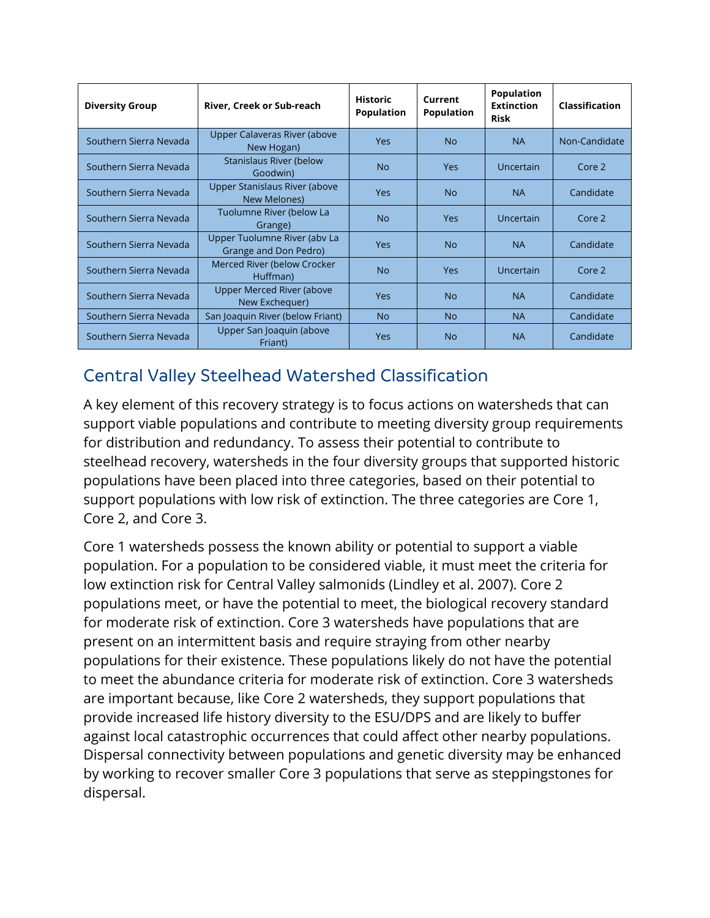| Diversity Group | River, Creek or Sub-reach | Historic Population | Current Population | Population Extinction Risk | Classification |
|---|---|---|---|---|---|
| Southern Sierra Nevada | Upper Calaveras River (above New Hogan) | Yes | No | NA | Non-Candidate |
| Southern Sierra Nevada | Stanislaus River (below Goodwin) | No | Yes | Uncertain | Core 2 |
| Southern Sierra Nevada | Upper Stanislaus River (above New Melones) | Yes | No | NA | Candidate |
| Southern Sierra Nevada | Tuolumne River (below La Grange) | No | Yes | Uncertain | Core 2 |
| Southern Sierra Nevada | Upper Tuolumne River (abv La Grange and Don Pedro) | Yes | No | NA | Candidate |
| Southern Sierra Nevada | Merced River (below Crocker Huffman) | No | Yes | Uncertain | Core 2 |
| Southern Sierra Nevada | Upper Merced River (above New Exchequer) | Yes | No | NA | Candidate |
| Southern Sierra Nevada | San Joaquin River (below Friant) | No | No | NA | Candidate |
| Southern Sierra Nevada | Upper San Joaquin (above Friant) | Yes | No | NA | Candidate |

## Central Valley Steelhead Watershed Classification

A key element of this recovery strategy is to focus actions on watersheds that can support viable populations and contribute to meeting diversity group requirements for distribution and redundancy. To assess their potential to contribute to steelhead recovery, watersheds in the four diversity groups that supported historic populations have been placed into three categories, based on their potential to support populations with low risk of extinction. The three categories are Core 1, Core 2, and Core 3.

Core 1 watersheds possess the known ability or potential to support a viable population. For a population to be considered viable, it must meet the criteria for low extinction risk for Central Valley salmonids (Lindley et al. 2007). Core 2 populations meet, or have the potential to meet, the biological recovery standard for moderate risk of extinction. Core 3 watersheds have populations that are present on an intermittent basis and require straying from other nearby populations for their existence. These populations likely do not have the potential to meet the abundance criteria for moderate risk of extinction. Core 3 watersheds are important because, like Core 2 watersheds, they support populations that provide increased life history diversity to the ESU/DPS and are likely to buffer against local catastrophic occurrences that could affect other nearby populations. Dispersal connectivity between populations and genetic diversity may be enhanced by working to recover smaller Core 3 populations that serve as steppingstones for dispersal.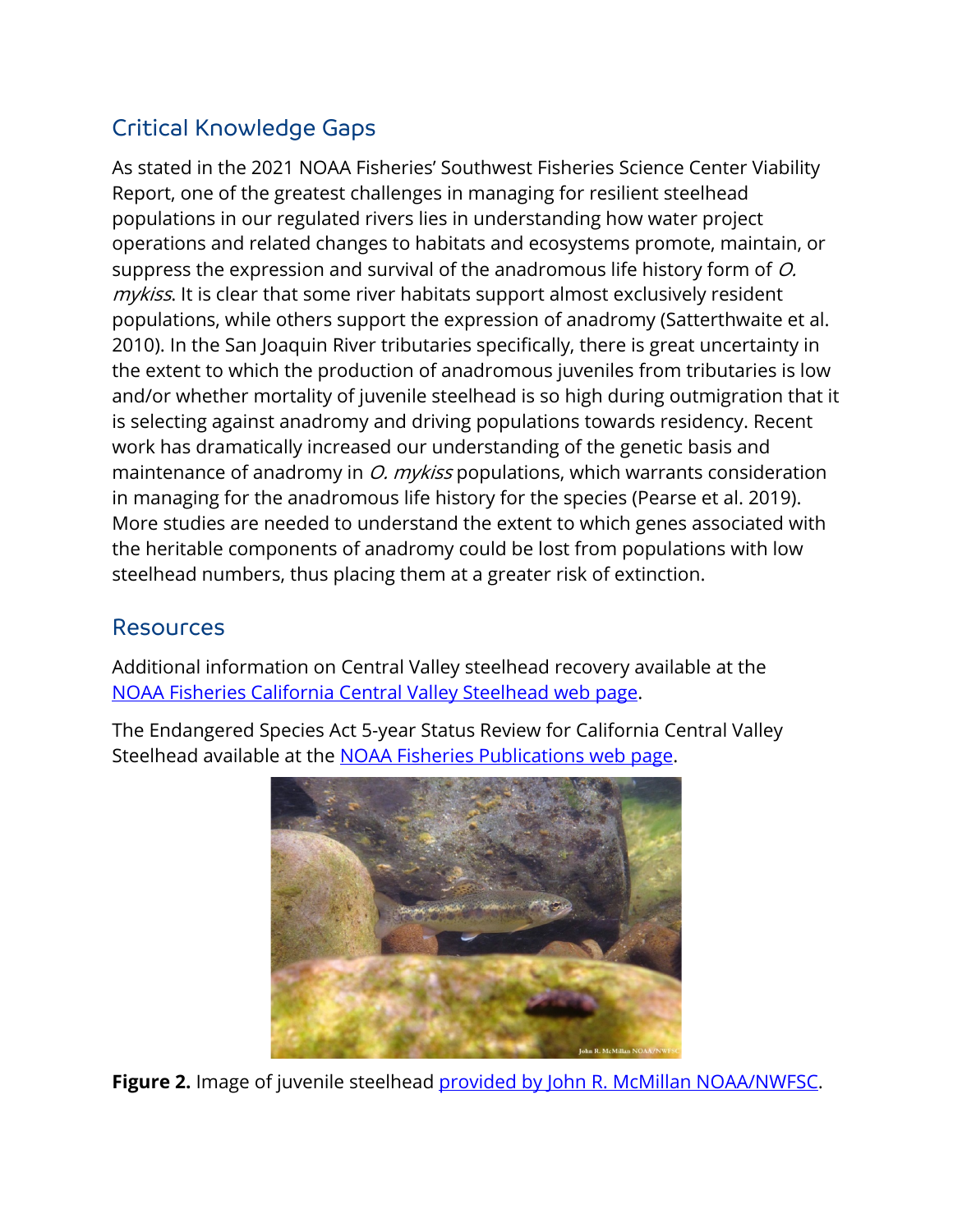## Critical Knowledge Gaps

As stated in the 2021 NOAA Fisheries' Southwest Fisheries Science Center Viability Report, one of the greatest challenges in managing for resilient steelhead populations in our regulated rivers lies in understanding how water project operations and related changes to habitats and ecosystems promote, maintain, or suppress the expression and survival of the anadromous life history form of *O. mykiss*. It is clear that some river habitats support almost exclusively resident populations, while others support the expression of anadromy (Satterthwaite et al. 2010). In the San Joaquin River tributaries specifically, there is great uncertainty in the extent to which the production of anadromous juveniles from tributaries is low and/or whether mortality of juvenile steelhead is so high during outmigration that it is selecting against anadromy and driving populations towards residency. Recent work has dramatically increased our understanding of the genetic basis and maintenance of anadromy in *O. mykiss* populations, which warrants consideration in managing for the anadromous life history for the species (Pearse et al. 2019). More studies are needed to understand the extent to which genes associated with the heritable components of anadromy could be lost from populations with low steelhead numbers, thus placing them at a greater risk of extinction.

## Resources

Additional information on Central Valley steelhead recovery available at the [NOAA Fisheries California Central Valley Steelhead web page].

The Endangered Species Act 5-year Status Review for California Central Valley Steelhead available at the [NOAA Fisheries Publications web page].

**Figure 2.** Image of juvenile steelhead [provided by John R. McMillan NOAA/NWFSC].